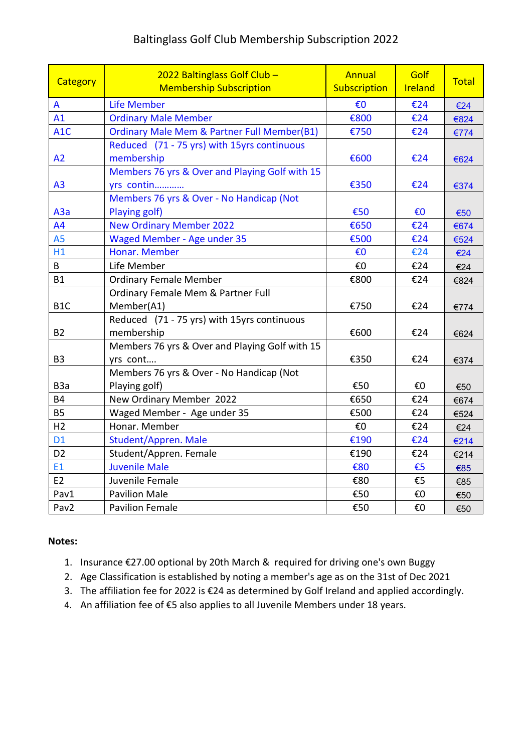# Baltinglass Golf Club Membership Subscription 2022

| Category | 2022 Baltinglass Golf Club – Membership Subscription | Annual Subscription | Golf Ireland | Total |
|---|---|---|---|---|
| A | Life Member | €0 | €24 | €24 |
| A1 | Ordinary Male Member | €800 | €24 | €824 |
| A1C | Ordinary Male Mem & Partner Full Member(B1) | €750 | €24 | €774 |
| A2 | Reduced (71 - 75 yrs) with 15yrs continuous membership | €600 | €24 | €624 |
| A3 | Members 76 yrs & Over and Playing Golf with 15 yrs contin………… | €350 | €24 | €374 |
| A3a | Members 76 yrs & Over - No Handicap (Not Playing golf) | €50 | €0 | €50 |
| A4 | New Ordinary Member 2022 | €650 | €24 | €674 |
| A5 | Waged Member - Age under 35 | €500 | €24 | €524 |
| H1 | Honar. Member | €0 | €24 | €24 |
| B | Life Member | €0 | €24 | €24 |
| B1 | Ordinary Female Member | €800 | €24 | €824 |
| B1C | Ordinary Female Mem & Partner Full Member(A1) | €750 | €24 | €774 |
| B2 | Reduced (71 - 75 yrs) with 15yrs continuous membership | €600 | €24 | €624 |
| B3 | Members 76 yrs & Over and Playing Golf with 15 yrs cont…. | €350 | €24 | €374 |
| B3a | Members 76 yrs & Over - No Handicap (Not Playing golf) | €50 | €0 | €50 |
| B4 | New Ordinary Member 2022 | €650 | €24 | €674 |
| B5 | Waged Member - Age under 35 | €500 | €24 | €524 |
| H2 | Honar. Member | €0 | €24 | €24 |
| D1 | Student/Appren. Male | €190 | €24 | €214 |
| D2 | Student/Appren. Female | €190 | €24 | €214 |
| E1 | Juvenile Male | €80 | €5 | €85 |
| E2 | Juvenile Female | €80 | €5 | €85 |
| Pav1 | Pavilion Male | €50 | €0 | €50 |
| Pav2 | Pavilion Female | €50 | €0 | €50 |

**Notes:**

1. Insurance €27.00 optional by 20th March & required for driving one's own Buggy
2. Age Classification is established by noting a member's age as on the 31st of Dec 2021
3. The affiliation fee for 2022 is €24 as determined by Golf Ireland and applied accordingly.
4. An affiliation fee of €5 also applies to all Juvenile Members under 18 years.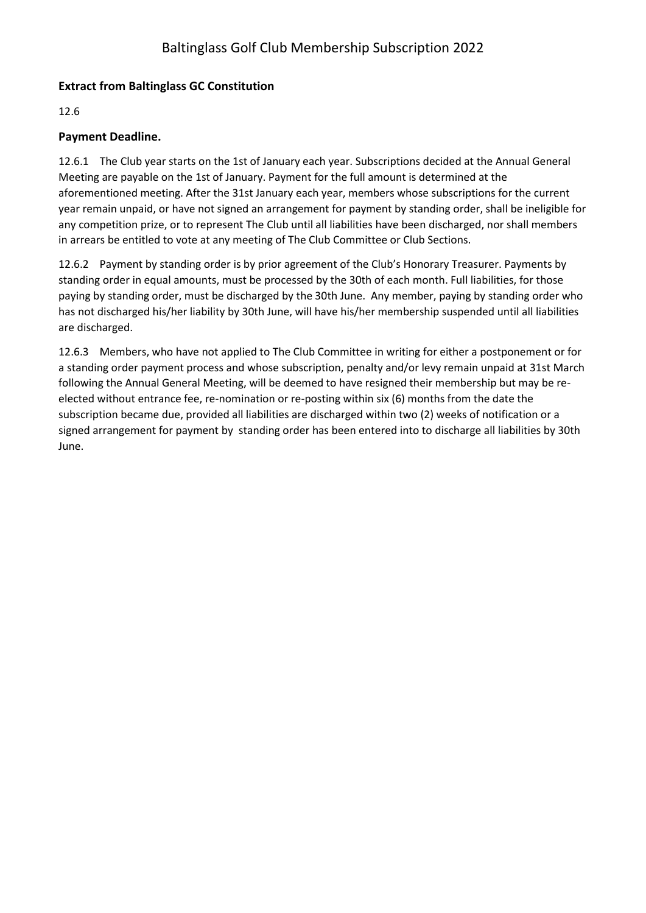# Baltinglass Golf Club Membership Subscription 2022

**Extract from Baltinglass GC Constitution**

12.6

**Payment Deadline.**

12.6.1 The Club year starts on the 1st of January each year. Subscriptions decided at the Annual General Meeting are payable on the 1st of January. Payment for the full amount is determined at the aforementioned meeting. After the 31st January each year, members whose subscriptions for the current year remain unpaid, or have not signed an arrangement for payment by standing order, shall be ineligible for any competition prize, or to represent The Club until all liabilities have been discharged, nor shall members in arrears be entitled to vote at any meeting of The Club Committee or Club Sections.

12.6.2 Payment by standing order is by prior agreement of the Club's Honorary Treasurer. Payments by standing order in equal amounts, must be processed by the 30th of each month. Full liabilities, for those paying by standing order, must be discharged by the 30th June. Any member, paying by standing order who has not discharged his/her liability by 30th June, will have his/her membership suspended until all liabilities are discharged.

12.6.3 Members, who have not applied to The Club Committee in writing for either a postponement or for a standing order payment process and whose subscription, penalty and/or levy remain unpaid at 31st March following the Annual General Meeting, will be deemed to have resigned their membership but may be re-elected without entrance fee, re-nomination or re-posting within six (6) months from the date the subscription became due, provided all liabilities are discharged within two (2) weeks of notification or a signed arrangement for payment by standing order has been entered into to discharge all liabilities by 30th June.